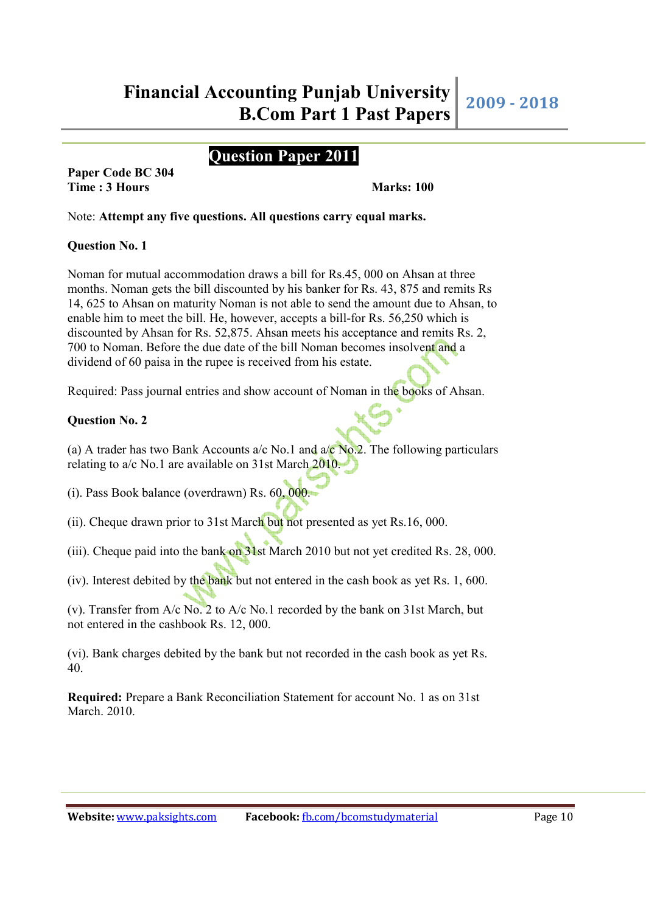## Question Paper 2011

**Paper Code BC 304**
**Time : 3 Hours** **Marks: 100**

Note: **Attempt any five questions. All questions carry equal marks.**

**Question No. 1**

Noman for mutual accommodation draws a bill for Rs.45, 000 on Ahsan at three months. Noman gets the bill discounted by his banker for Rs. 43, 875 and remits Rs 14, 625 to Ahsan on maturity Noman is not able to send the amount due to Ahsan, to enable him to meet the bill. He, however, accepts a bill-for Rs. 56,250 which is discounted by Ahsan for Rs. 52,875. Ahsan meets his acceptance and remits Rs. 2, 700 to Noman. Before the due date of the bill Noman becomes insolvent and a dividend of 60 paisa in the rupee is received from his estate.

Required: Pass journal entries and show account of Noman in the books of Ahsan.

**Question No. 2**

(a) A trader has two Bank Accounts a/c No.1 and a/c No.2. The following particulars relating to a/c No.1 are available on 31st March 2010.

(i). Pass Book balance (overdrawn) Rs. 60, 000.

(ii). Cheque drawn prior to 31st March but not presented as yet Rs.16, 000.

(iii). Cheque paid into the bank on 31st March 2010 but not yet credited Rs. 28, 000.

(iv). Interest debited by the bank but not entered in the cash book as yet Rs. 1, 600.

(v). Transfer from A/c No. 2 to A/c No.1 recorded by the bank on 31st March, but not entered in the cashbook Rs. 12, 000.

(vi). Bank charges debited by the bank but not recorded in the cash book as yet Rs. 40.

**Required:** Prepare a Bank Reconciliation Statement for account No. 1 as on 31st March. 2010.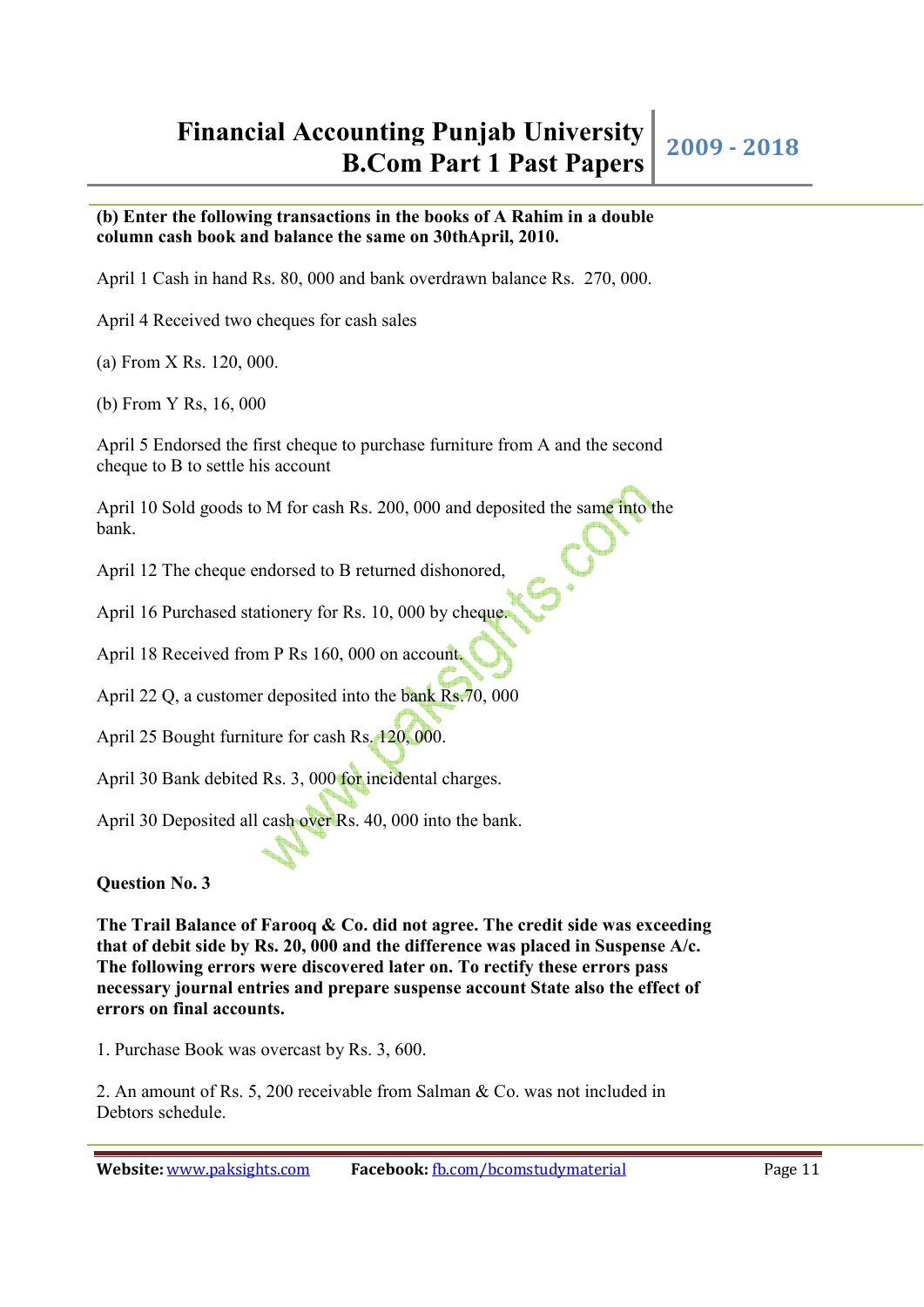**(b) Enter the following transactions in the books of A Rahim in a double column cash book and balance the same on 30thApril, 2010.**

April 1 Cash in hand Rs. 80, 000 and bank overdrawn balance Rs. 270, 000.

April 4 Received two cheques for cash sales

(a) From X Rs. 120, 000.

(b) From Y Rs, 16, 000

April 5 Endorsed the first cheque to purchase furniture from A and the second cheque to B to settle his account

April 10 Sold goods to M for cash Rs. 200, 000 and deposited the same into the bank.

April 12 The cheque endorsed to B returned dishonored,

April 16 Purchased stationery for Rs. 10, 000 by cheque.

April 18 Received from P Rs 160, 000 on account.

April 22 Q, a customer deposited into the bank Rs.70, 000

April 25 Bought furniture for cash Rs. 120, 000.

April 30 Bank debited Rs. 3, 000 for incidental charges.

April 30 Deposited all cash over Rs. 40, 000 into the bank.

**Question No. 3**

**The Trail Balance of Farooq & Co. did not agree. The credit side was exceeding that of debit side by Rs. 20, 000 and the difference was placed in Suspense A/c. The following errors were discovered later on. To rectify these errors pass necessary journal entries and prepare suspense account State also the effect of errors on final accounts.**

1. Purchase Book was overcast by Rs. 3, 600.

2. An amount of Rs. 5, 200 receivable from Salman & Co. was not included in Debtors schedule.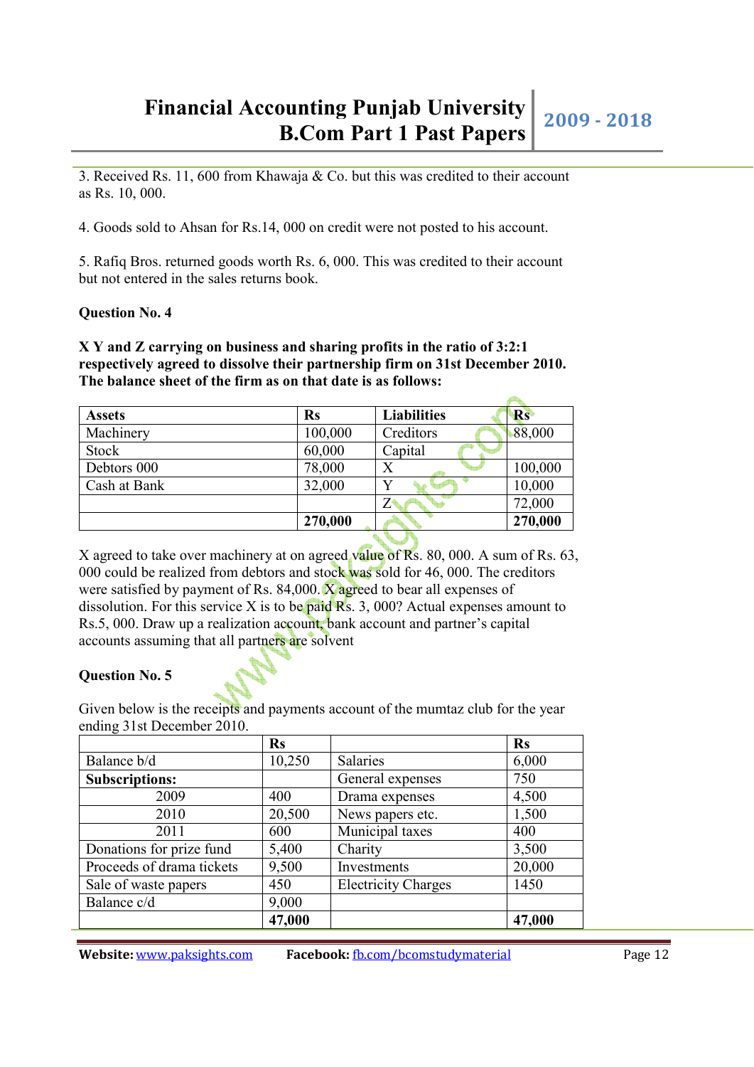3. Received Rs. 11, 600 from Khawaja & Co. but this was credited to their account as Rs. 10, 000.

4. Goods sold to Ahsan for Rs.14, 000 on credit were not posted to his account.

5. Rafiq Bros. returned goods worth Rs. 6, 000. This was credited to their account but not entered in the sales returns book.

**Question No. 4**

**X Y and Z carrying on business and sharing profits in the ratio of 3:2:1 respectively agreed to dissolve their partnership firm on 31st December 2010. The balance sheet of the firm as on that date is as follows:**

| Assets | Rs | Liabilities | Rs |
|---|---|---|---|
| Machinery | 100,000 | Creditors | 88,000 |
| Stock | 60,000 | Capital | |
| Debtors 000 | 78,000 | X | 100,000 |
| Cash at Bank | 32,000 | Y | 10,000 |
| | | Z | 72,000 |
| | **270,000** | | **270,000** |

X agreed to take over machinery at on agreed value of Rs. 80, 000. A sum of Rs. 63, 000 could be realized from debtors and stock was sold for 46, 000. The creditors were satisfied by payment of Rs. 84,000. X agreed to bear all expenses of dissolution. For this service X is to be paid Rs. 3, 000? Actual expenses amount to Rs.5, 000. Draw up a realization account, bank account and partner's capital accounts assuming that all partners are solvent

**Question No. 5**

Given below is the receipts and payments account of the mumtaz club for the year ending 31st December 2010.

| | Rs | | Rs |
|---|---|---|---|
| Balance b/d | 10,250 | Salaries | 6,000 |
| **Subscriptions:** | | General expenses | 750 |
| 2009 | 400 | Drama expenses | 4,500 |
| 2010 | 20,500 | News papers etc. | 1,500 |
| 2011 | 600 | Municipal taxes | 400 |
| Donations for prize fund | 5,400 | Charity | 3,500 |
| Proceeds of drama tickets | 9,500 | Investments | 20,000 |
| Sale of waste papers | 450 | Electricity Charges | 1450 |
| Balance c/d | 9,000 | | |
| | **47,000** | | **47,000** |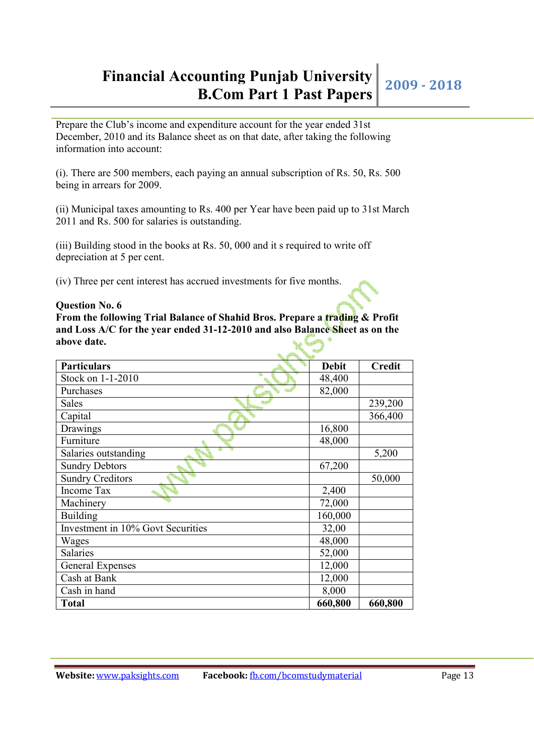Prepare the Club's income and expenditure account for the year ended 31st December, 2010 and its Balance sheet as on that date, after taking the following information into account:

(i). There are 500 members, each paying an annual subscription of Rs. 50, Rs. 500 being in arrears for 2009.

(ii) Municipal taxes amounting to Rs. 400 per Year have been paid up to 31st March 2011 and Rs. 500 for salaries is outstanding.

(iii) Building stood in the books at Rs. 50, 000 and it s required to write off depreciation at 5 per cent.

(iv) Three per cent interest has accrued investments for five months.

**Question No. 6**

**From the following Trial Balance of Shahid Bros. Prepare a trading & Profit and Loss A/C for the year ended 31-12-2010 and also Balance Sheet as on the above date.**

| Particulars | Debit | Credit |
|---|---|---|
| Stock on 1-1-2010 | 48,400 | |
| Purchases | 82,000 | |
| Sales | | 239,200 |
| Capital | | 366,400 |
| Drawings | 16,800 | |
| Furniture | 48,000 | |
| Salaries outstanding | | 5,200 |
| Sundry Debtors | 67,200 | |
| Sundry Creditors | | 50,000 |
| Income Tax | 2,400 | |
| Machinery | 72,000 | |
| Building | 160,000 | |
| Investment in 10% Govt Securities | 32,00 | |
| Wages | 48,000 | |
| Salaries | 52,000 | |
| General Expenses | 12,000 | |
| Cash at Bank | 12,000 | |
| Cash in hand | 8,000 | |
| **Total** | **660,800** | **660,800** |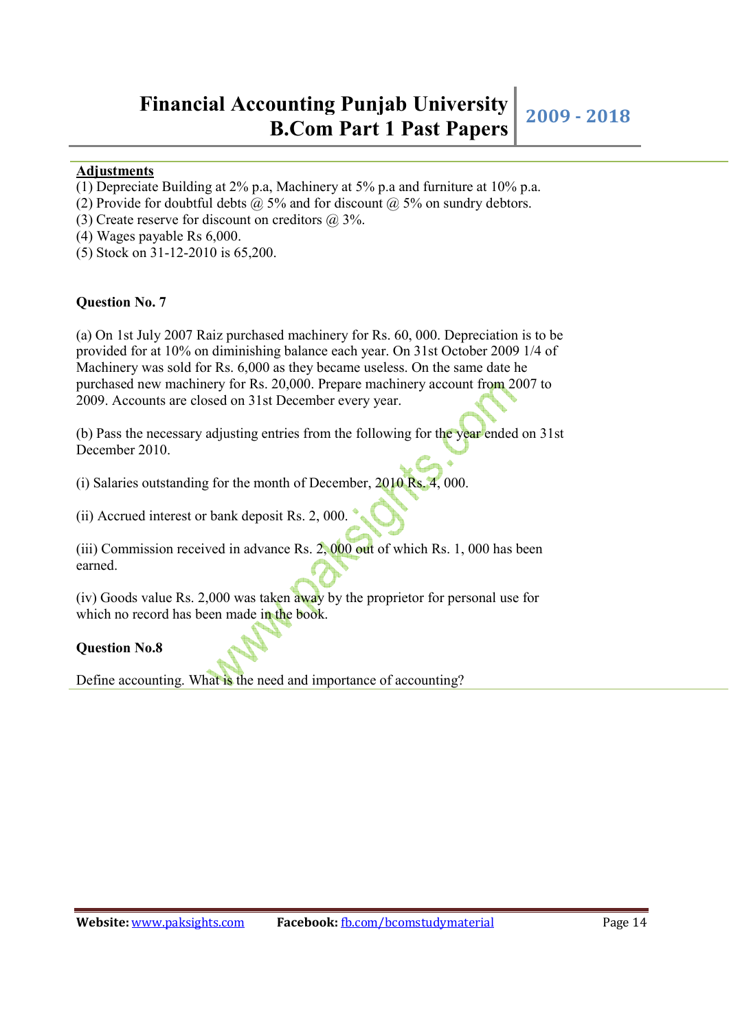**Adjustments**

(1) Depreciate Building at 2% p.a, Machinery at 5% p.a and furniture at 10% p.a.
(2) Provide for doubtful debts @ 5% and for discount @ 5% on sundry debtors.
(3) Create reserve for discount on creditors @ 3%.
(4) Wages payable Rs 6,000.
(5) Stock on 31-12-2010 is 65,200.

**Question No. 7**

(a) On 1st July 2007 Raiz purchased machinery for Rs. 60, 000. Depreciation is to be provided for at 10% on diminishing balance each year. On 31st October 2009 1/4 of Machinery was sold for Rs. 6,000 as they became useless. On the same date he purchased new machinery for Rs. 20,000. Prepare machinery account from 2007 to 2009. Accounts are closed on 31st December every year.

(b) Pass the necessary adjusting entries from the following for the year ended on 31st December 2010.

(i) Salaries outstanding for the month of December, 2010 Rs. 4, 000.

(ii) Accrued interest or bank deposit Rs. 2, 000.

(iii) Commission received in advance Rs. 2, 000 out of which Rs. 1, 000 has been earned.

(iv) Goods value Rs. 2,000 was taken away by the proprietor for personal use for which no record has been made in the book.

**Question No.8**

Define accounting. What is the need and importance of accounting?